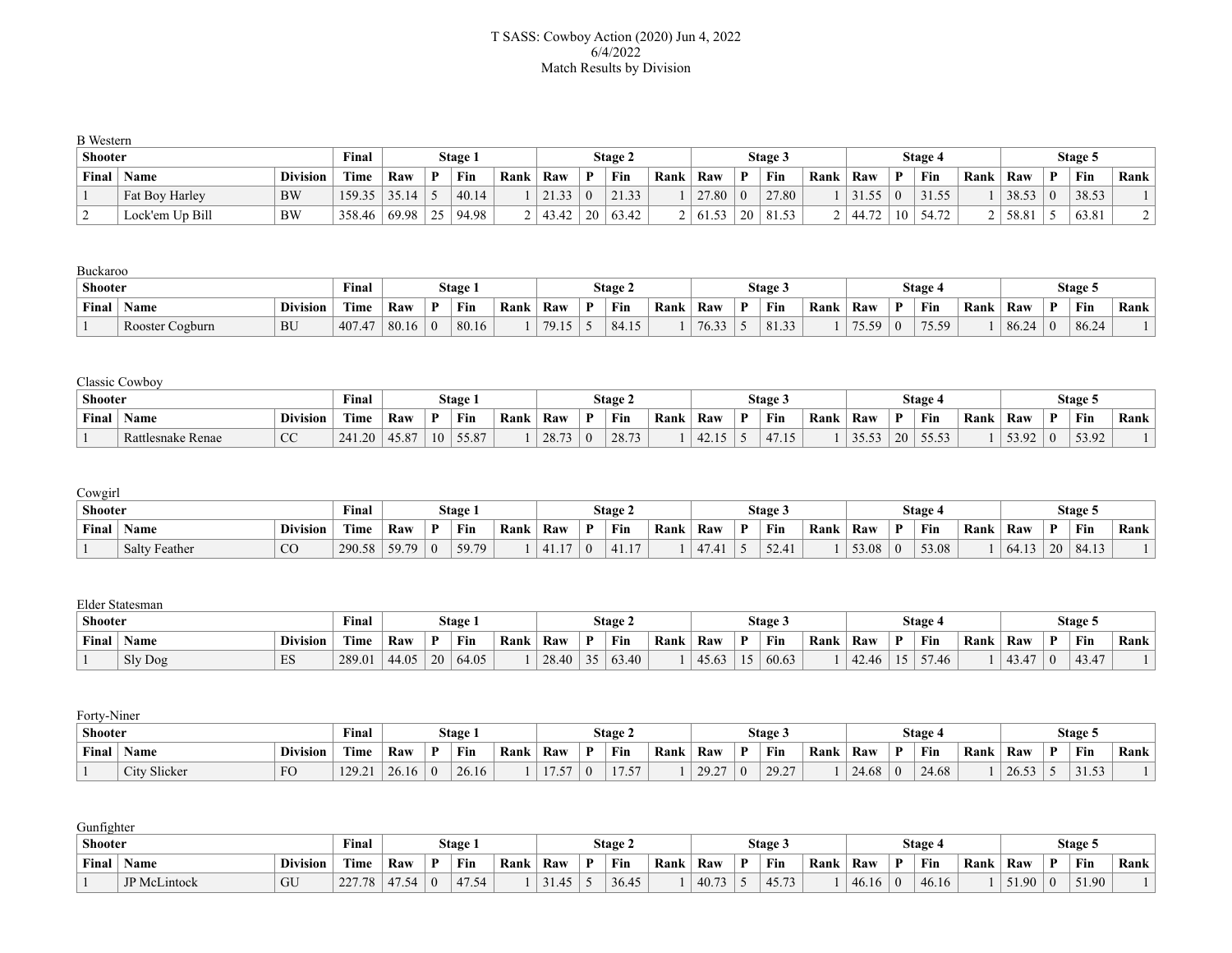# T SASS: Cowboy Action (2020) Jun 4, 2022

6/4/2022

Match Results by Division

B Western

| Shooter | | | Final | Stage 1 | | | | Stage 2 | | | | Stage 3 | | | | Stage 4 | | | | Stage 5 | | | |
|---|---|---|---|---|---|---|---|---|---|---|---|---|---|---|---|---|---|---|---|---|---|---|---|
| Final | Name | Division | Time | Raw | P | Fin | Rank | Raw | P | Fin | Rank | Raw | P | Fin | Rank | Raw | P | Fin | Rank | Raw | P | Fin | Rank |
| 1 | Fat Boy Harley | BW | 159.35 | 35.14 | 5 | 40.14 | 1 | 21.33 | 0 | 21.33 | 1 | 27.80 | 0 | 27.80 | 1 | 31.55 | 0 | 31.55 | 1 | 38.53 | 0 | 38.53 | 1 |
| 2 | Lock'em Up Bill | BW | 358.46 | 69.98 | 25 | 94.98 | 2 | 43.42 | 20 | 63.42 | 2 | 61.53 | 20 | 81.53 | 2 | 44.72 | 10 | 54.72 | 2 | 58.81 | 5 | 63.81 | 2 |

Buckaroo

| Shooter | | | Final | Stage 1 | | | | Stage 2 | | | | Stage 3 | | | | Stage 4 | | | | Stage 5 | | | |
|---|---|---|---|---|---|---|---|---|---|---|---|---|---|---|---|---|---|---|---|---|---|---|---|
| Final | Name | Division | Time | Raw | P | Fin | Rank | Raw | P | Fin | Rank | Raw | P | Fin | Rank | Raw | P | Fin | Rank | Raw | P | Fin | Rank |
| 1 | Rooster Cogburn | BU | 407.47 | 80.16 | 0 | 80.16 | 1 | 79.15 | 5 | 84.15 | 1 | 76.33 | 5 | 81.33 | 1 | 75.59 | 0 | 75.59 | 1 | 86.24 | 0 | 86.24 | 1 |

Classic Cowboy

| Shooter | | | Final | Stage 1 | | | | Stage 2 | | | | Stage 3 | | | | Stage 4 | | | | Stage 5 | | | |
|---|---|---|---|---|---|---|---|---|---|---|---|---|---|---|---|---|---|---|---|---|---|---|---|
| Final | Name | Division | Time | Raw | P | Fin | Rank | Raw | P | Fin | Rank | Raw | P | Fin | Rank | Raw | P | Fin | Rank | Raw | P | Fin | Rank |
| 1 | Rattlesnake Renae | CC | 241.20 | 45.87 | 10 | 55.87 | 1 | 28.73 | 0 | 28.73 | 1 | 42.15 | 5 | 47.15 | 1 | 35.53 | 20 | 55.53 | 1 | 53.92 | 0 | 53.92 | 1 |

Cowgirl

| Shooter | | | Final | Stage 1 | | | | Stage 2 | | | | Stage 3 | | | | Stage 4 | | | | Stage 5 | | | |
|---|---|---|---|---|---|---|---|---|---|---|---|---|---|---|---|---|---|---|---|---|---|---|---|
| Final | Name | Division | Time | Raw | P | Fin | Rank | Raw | P | Fin | Rank | Raw | P | Fin | Rank | Raw | P | Fin | Rank | Raw | P | Fin | Rank |
| 1 | Salty Feather | CO | 290.58 | 59.79 | 0 | 59.79 | 1 | 41.17 | 0 | 41.17 | 1 | 47.41 | 5 | 52.41 | 1 | 53.08 | 0 | 53.08 | 1 | 64.13 | 20 | 84.13 | 1 |

Elder Statesman

| Shooter | | | Final | Stage 1 | | | | Stage 2 | | | | Stage 3 | | | | Stage 4 | | | | Stage 5 | | | |
|---|---|---|---|---|---|---|---|---|---|---|---|---|---|---|---|---|---|---|---|---|---|---|---|
| Final | Name | Division | Time | Raw | P | Fin | Rank | Raw | P | Fin | Rank | Raw | P | Fin | Rank | Raw | P | Fin | Rank | Raw | P | Fin | Rank |
| 1 | Sly Dog | ES | 289.01 | 44.05 | 20 | 64.05 | 1 | 28.40 | 35 | 63.40 | 1 | 45.63 | 15 | 60.63 | 1 | 42.46 | 15 | 57.46 | 1 | 43.47 | 0 | 43.47 | 1 |

Forty-Niner

| Shooter | | | Final | Stage 1 | | | | Stage 2 | | | | Stage 3 | | | | Stage 4 | | | | Stage 5 | | | |
|---|---|---|---|---|---|---|---|---|---|---|---|---|---|---|---|---|---|---|---|---|---|---|---|
| Final | Name | Division | Time | Raw | P | Fin | Rank | Raw | P | Fin | Rank | Raw | P | Fin | Rank | Raw | P | Fin | Rank | Raw | P | Fin | Rank |
| 1 | City Slicker | FO | 129.21 | 26.16 | 0 | 26.16 | 1 | 17.57 | 0 | 17.57 | 1 | 29.27 | 0 | 29.27 | 1 | 24.68 | 0 | 24.68 | 1 | 26.53 | 5 | 31.53 | 1 |

Gunfighter

| Shooter | | | Final | Stage 1 | | | | Stage 2 | | | | Stage 3 | | | | Stage 4 | | | | Stage 5 | | | |
|---|---|---|---|---|---|---|---|---|---|---|---|---|---|---|---|---|---|---|---|---|---|---|---|
| Final | Name | Division | Time | Raw | P | Fin | Rank | Raw | P | Fin | Rank | Raw | P | Fin | Rank | Raw | P | Fin | Rank | Raw | P | Fin | Rank |
| 1 | JP McLintock | GU | 227.78 | 47.54 | 0 | 47.54 | 1 | 31.45 | 5 | 36.45 | 1 | 40.73 | 5 | 45.73 | 1 | 46.16 | 0 | 46.16 | 1 | 51.90 | 0 | 51.90 | 1 |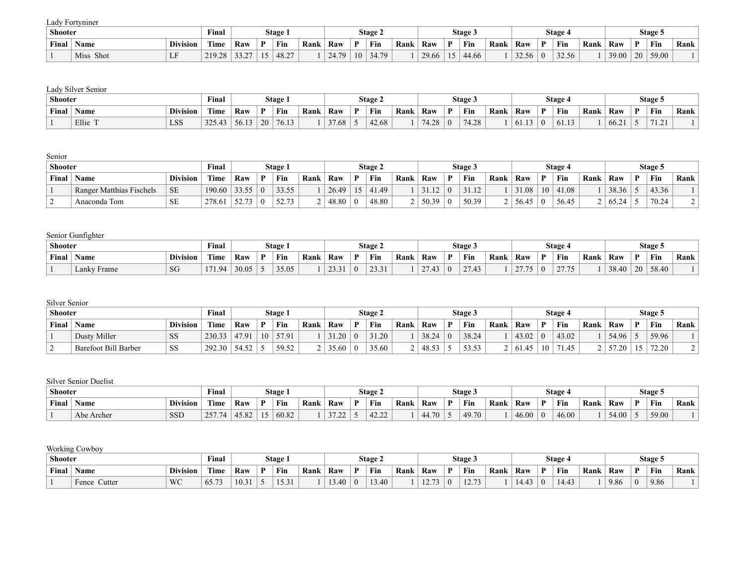Lady Fortyniner

| Shooter | | | Final | Stage 1 | | | | Stage 2 | | | | Stage 3 | | | | Stage 4 | | | | Stage 5 | | | |
|---|---|---|---|---|---|---|---|---|---|---|---|---|---|---|---|---|---|---|---|---|---|---|---|
| Final | Name | Division | Time | Raw | P | Fin | Rank | Raw | P | Fin | Rank | Raw | P | Fin | Rank | Raw | P | Fin | Rank | Raw | P | Fin | Rank |
| 1 | Miss Shot | LF | 219.28 | 33.27 | 15 | 48.27 | 1 | 24.79 | 10 | 34.79 | 1 | 29.66 | 15 | 44.66 | 1 | 32.56 | 0 | 32.56 | 1 | 39.00 | 20 | 59.00 | 1 |

Lady Silver Senior

| Shooter | | | Final | Stage 1 | | | | Stage 2 | | | | Stage 3 | | | | Stage 4 | | | | Stage 5 | | | |
|---|---|---|---|---|---|---|---|---|---|---|---|---|---|---|---|---|---|---|---|---|---|---|---|
| Final | Name | Division | Time | Raw | P | Fin | Rank | Raw | P | Fin | Rank | Raw | P | Fin | Rank | Raw | P | Fin | Rank | Raw | P | Fin | Rank |
| 1 | Ellie T | LSS | 325.43 | 56.13 | 20 | 76.13 | 1 | 37.68 | 5 | 42.68 | 1 | 74.28 | 0 | 74.28 | 1 | 61.13 | 0 | 61.13 | 1 | 66.21 | 5 | 71.21 | 1 |

Senior

| Shooter | | | Final | Stage 1 | | | | Stage 2 | | | | Stage 3 | | | | Stage 4 | | | | Stage 5 | | | |
|---|---|---|---|---|---|---|---|---|---|---|---|---|---|---|---|---|---|---|---|---|---|---|---|
| Final | Name | Division | Time | Raw | P | Fin | Rank | Raw | P | Fin | Rank | Raw | P | Fin | Rank | Raw | P | Fin | Rank | Raw | P | Fin | Rank |
| 1 | Ranger Matthias Fischels | SE | 190.60 | 33.55 | 0 | 33.55 | 1 | 26.49 | 15 | 41.49 | 1 | 31.12 | 0 | 31.12 | 1 | 31.08 | 10 | 41.08 | 1 | 38.36 | 5 | 43.36 | 1 |
| 2 | Anaconda Tom | SE | 278.61 | 52.73 | 0 | 52.73 | 2 | 48.80 | 0 | 48.80 | 2 | 50.39 | 0 | 50.39 | 2 | 56.45 | 0 | 56.45 | 2 | 65.24 | 5 | 70.24 | 2 |

Senior Gunfighter

| Shooter | | | Final | Stage 1 | | | | Stage 2 | | | | Stage 3 | | | | Stage 4 | | | | Stage 5 | | | |
|---|---|---|---|---|---|---|---|---|---|---|---|---|---|---|---|---|---|---|---|---|---|---|---|
| Final | Name | Division | Time | Raw | P | Fin | Rank | Raw | P | Fin | Rank | Raw | P | Fin | Rank | Raw | P | Fin | Rank | Raw | P | Fin | Rank |
| 1 | Lanky Frame | SG | 171.94 | 30.05 | 5 | 35.05 | 1 | 23.31 | 0 | 23.31 | 1 | 27.43 | 0 | 27.43 | 1 | 27.75 | 0 | 27.75 | 1 | 38.40 | 20 | 58.40 | 1 |

Silver Senior

| Shooter | | | Final | Stage 1 | | | | Stage 2 | | | | Stage 3 | | | | Stage 4 | | | | Stage 5 | | | |
|---|---|---|---|---|---|---|---|---|---|---|---|---|---|---|---|---|---|---|---|---|---|---|---|
| Final | Name | Division | Time | Raw | P | Fin | Rank | Raw | P | Fin | Rank | Raw | P | Fin | Rank | Raw | P | Fin | Rank | Raw | P | Fin | Rank |
| 1 | Dusty Miller | SS | 230.33 | 47.91 | 10 | 57.91 | 1 | 31.20 | 0 | 31.20 | 1 | 38.24 | 0 | 38.24 | 1 | 43.02 | 0 | 43.02 | 1 | 54.96 | 5 | 59.96 | 1 |
| 2 | Barefoot Bill Barber | SS | 292.30 | 54.52 | 5 | 59.52 | 2 | 35.60 | 0 | 35.60 | 2 | 48.53 | 5 | 53.53 | 2 | 61.45 | 10 | 71.45 | 2 | 57.20 | 15 | 72.20 | 2 |

Silver Senior Duelist

| Shooter | | | Final | Stage 1 | | | | Stage 2 | | | | Stage 3 | | | | Stage 4 | | | | Stage 5 | | | |
|---|---|---|---|---|---|---|---|---|---|---|---|---|---|---|---|---|---|---|---|---|---|---|---|
| Final | Name | Division | Time | Raw | P | Fin | Rank | Raw | P | Fin | Rank | Raw | P | Fin | Rank | Raw | P | Fin | Rank | Raw | P | Fin | Rank |
| 1 | Abe Archer | SSD | 257.74 | 45.82 | 15 | 60.82 | 1 | 37.22 | 5 | 42.22 | 1 | 44.70 | 5 | 49.70 | 1 | 46.00 | 0 | 46.00 | 1 | 54.00 | 5 | 59.00 | 1 |

Working Cowboy

| Shooter | | | Final | Stage 1 | | | | Stage 2 | | | | Stage 3 | | | | Stage 4 | | | | Stage 5 | | | |
|---|---|---|---|---|---|---|---|---|---|---|---|---|---|---|---|---|---|---|---|---|---|---|---|
| Final | Name | Division | Time | Raw | P | Fin | Rank | Raw | P | Fin | Rank | Raw | P | Fin | Rank | Raw | P | Fin | Rank | Raw | P | Fin | Rank |
| 1 | Fence Cutter | WC | 65.73 | 10.31 | 5 | 15.31 | 1 | 13.40 | 0 | 13.40 | 1 | 12.73 | 0 | 12.73 | 1 | 14.43 | 0 | 14.43 | 1 | 9.86 | 0 | 9.86 | 1 |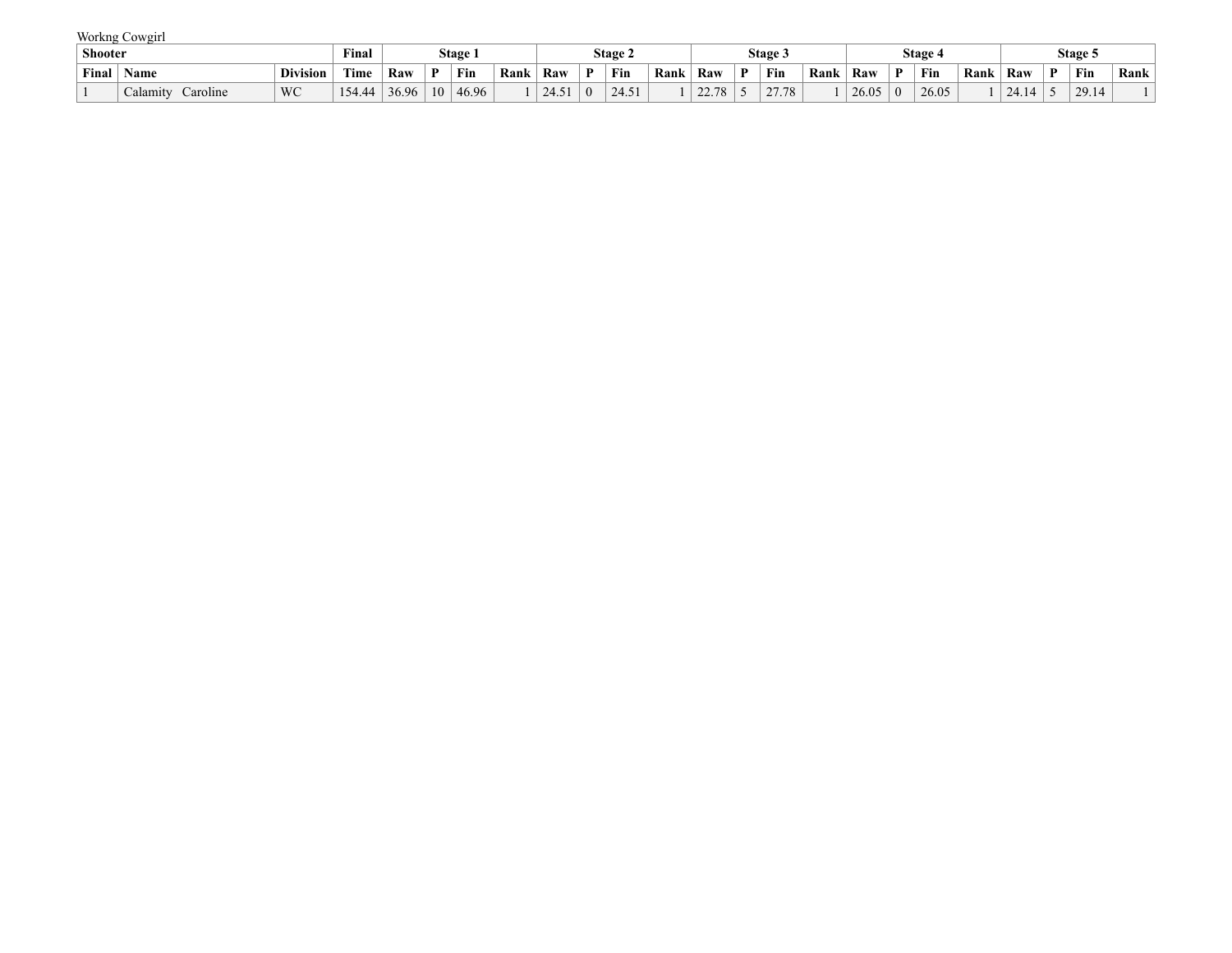Workng Cowgirl

| Shooter | | | Final | Stage 1 | | | | Stage 2 | | | | Stage 3 | | | | Stage 4 | | | | Stage 5 | | | |
|---|---|---|---|---|---|---|---|---|---|---|---|---|---|---|---|---|---|---|---|---|---|---|---|
| Final | Name | Division | Time | Raw | P | Fin | Rank | Raw | P | Fin | Rank | Raw | P | Fin | Rank | Raw | P | Fin | Rank | Raw | P | Fin | Rank |
| 1 | Calamity Caroline | WC | 154.44 | 36.96 | 10 | 46.96 | 1 | 24.51 | 0 | 24.51 | 1 | 22.78 | 5 | 27.78 | 1 | 26.05 | 0 | 26.05 | 1 | 24.14 | 5 | 29.14 | 1 |